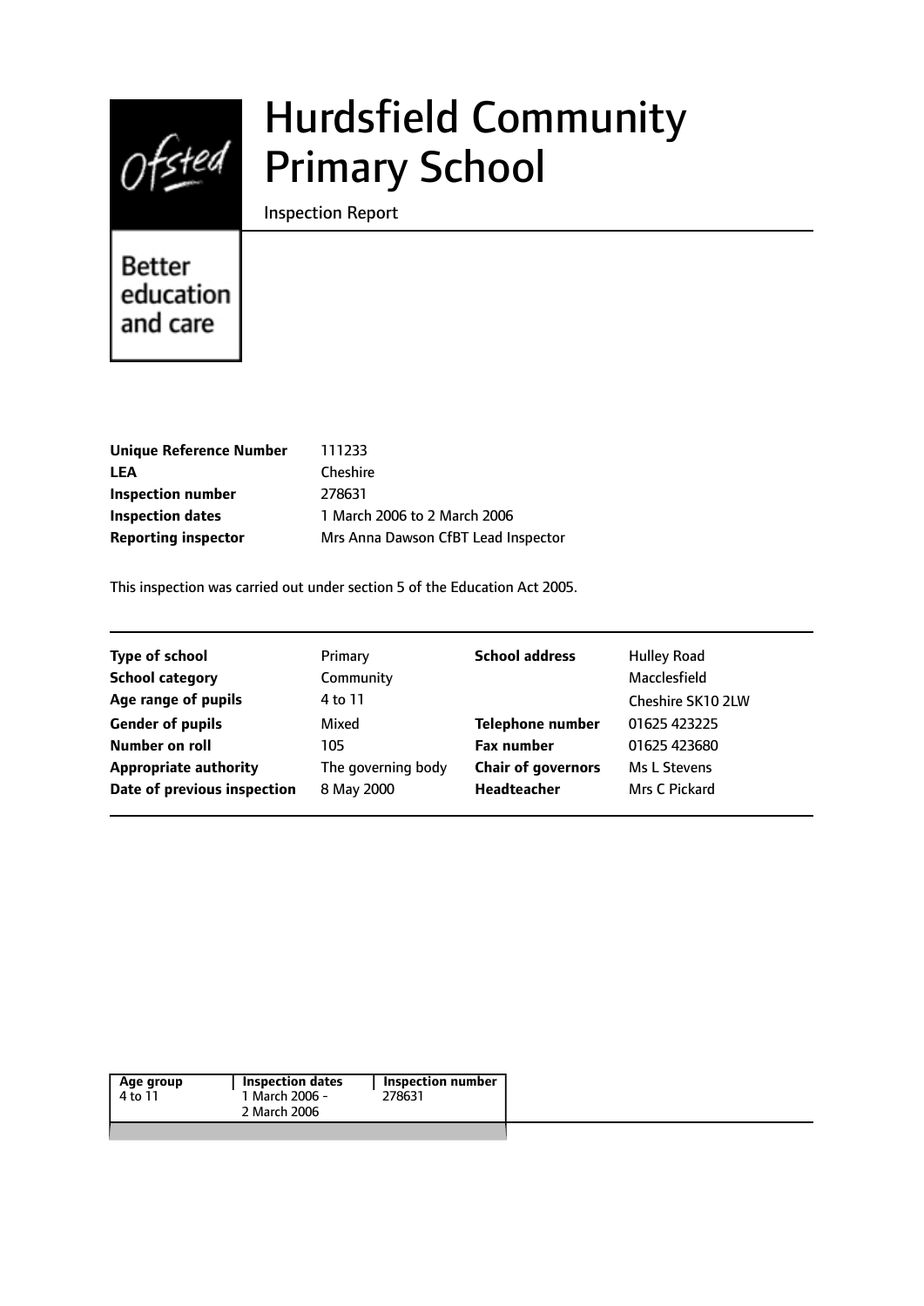# Hurdsfield Community Primary School

Inspection Report

Better education and care

| | |
|---|---|
| **Unique Reference Number** | 111233 |
| **LEA** | Cheshire |
| **Inspection number** | 278631 |
| **Inspection dates** | 1 March 2006 to 2 March 2006 |
| **Reporting inspector** | Mrs Anna Dawson CfBT Lead Inspector |

This inspection was carried out under section 5 of the Education Act 2005.

| | | | |
|---|---|---|---|
| **Type of school** | Primary | **School address** | Hulley Road |
| **School category** | Community | | Macclesfield |
| **Age range of pupils** | 4 to 11 | | Cheshire SK10 2LW |
| **Gender of pupils** | Mixed | **Telephone number** | 01625 423225 |
| **Number on roll** | 105 | **Fax number** | 01625 423680 |
| **Appropriate authority** | The governing body | **Chair of governors** | Ms L Stevens |
| **Date of previous inspection** | 8 May 2000 | **Headteacher** | Mrs C Pickard |

| Age group | Inspection dates | Inspection number |
|---|---|---|
| 4 to 11 | 1 March 2006 - 2 March 2006 | 278631 |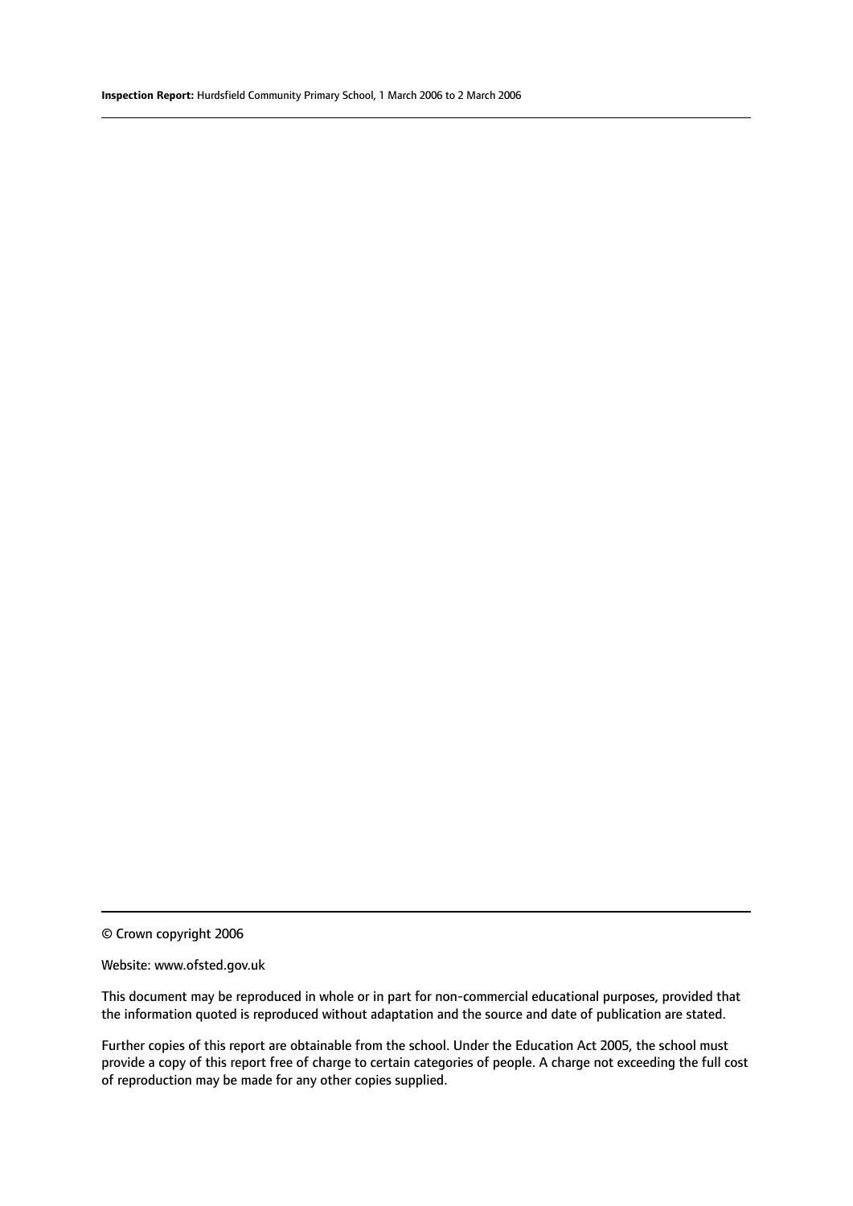© Crown copyright 2006

Website: www.ofsted.gov.uk

This document may be reproduced in whole or in part for non-commercial educational purposes, provided that the information quoted is reproduced without adaptation and the source and date of publication are stated.

Further copies of this report are obtainable from the school. Under the Education Act 2005, the school must provide a copy of this report free of charge to certain categories of people. A charge not exceeding the full cost of reproduction may be made for any other copies supplied.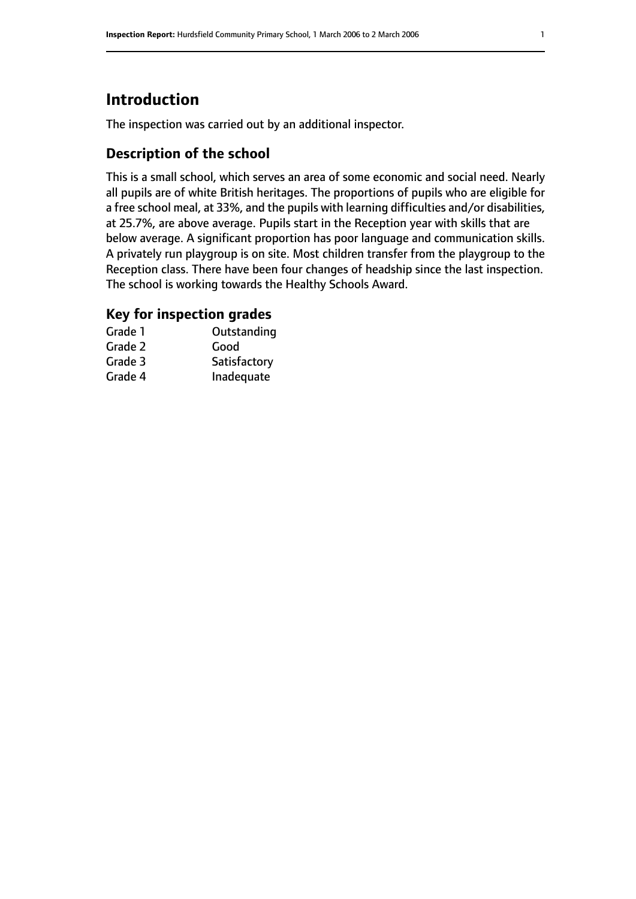# Introduction

The inspection was carried out by an additional inspector.

## Description of the school

This is a small school, which serves an area of some economic and social need. Nearly all pupils are of white British heritages. The proportions of pupils who are eligible for a free school meal, at 33%, and the pupils with learning difficulties and/or disabilities, at 25.7%, are above average. Pupils start in the Reception year with skills that are below average. A significant proportion has poor language and communication skills. A privately run playgroup is on site. Most children transfer from the playgroup to the Reception class. There have been four changes of headship since the last inspection. The school is working towards the Healthy Schools Award.

## Key for inspection grades

| | |
|---|---|
| Grade 1 | Outstanding |
| Grade 2 | Good |
| Grade 3 | Satisfactory |
| Grade 4 | Inadequate |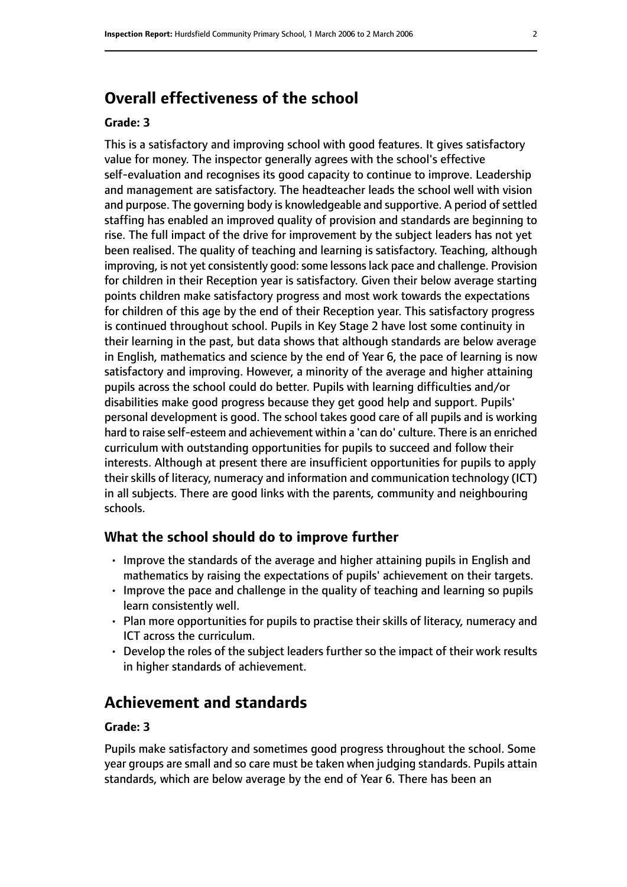## Overall effectiveness of the school

**Grade: 3**

This is a satisfactory and improving school with good features. It gives satisfactory value for money. The inspector generally agrees with the school's effective self-evaluation and recognises its good capacity to continue to improve. Leadership and management are satisfactory. The headteacher leads the school well with vision and purpose. The governing body is knowledgeable and supportive. A period of settled staffing has enabled an improved quality of provision and standards are beginning to rise. The full impact of the drive for improvement by the subject leaders has not yet been realised. The quality of teaching and learning is satisfactory. Teaching, although improving, is not yet consistently good: some lessons lack pace and challenge. Provision for children in their Reception year is satisfactory. Given their below average starting points children make satisfactory progress and most work towards the expectations for children of this age by the end of their Reception year. This satisfactory progress is continued throughout school. Pupils in Key Stage 2 have lost some continuity in their learning in the past, but data shows that although standards are below average in English, mathematics and science by the end of Year 6, the pace of learning is now satisfactory and improving. However, a minority of the average and higher attaining pupils across the school could do better. Pupils with learning difficulties and/or disabilities make good progress because they get good help and support. Pupils' personal development is good. The school takes good care of all pupils and is working hard to raise self-esteem and achievement within a 'can do' culture. There is an enriched curriculum with outstanding opportunities for pupils to succeed and follow their interests. Although at present there are insufficient opportunities for pupils to apply their skills of literacy, numeracy and information and communication technology (ICT) in all subjects. There are good links with the parents, community and neighbouring schools.

### What the school should do to improve further

- Improve the standards of the average and higher attaining pupils in English and mathematics by raising the expectations of pupils' achievement on their targets.
- Improve the pace and challenge in the quality of teaching and learning so pupils learn consistently well.
- Plan more opportunities for pupils to practise their skills of literacy, numeracy and ICT across the curriculum.
- Develop the roles of the subject leaders further so the impact of their work results in higher standards of achievement.

## Achievement and standards

**Grade: 3**

Pupils make satisfactory and sometimes good progress throughout the school. Some year groups are small and so care must be taken when judging standards. Pupils attain standards, which are below average by the end of Year 6. There has been an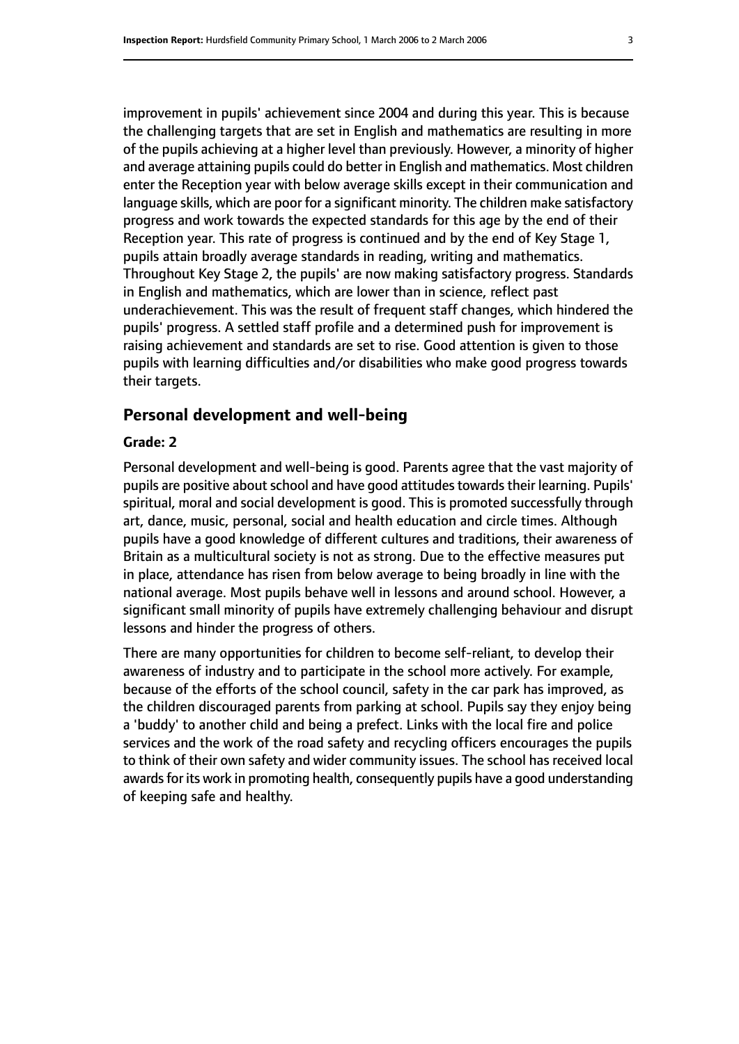improvement in pupils' achievement since 2004 and during this year. This is because the challenging targets that are set in English and mathematics are resulting in more of the pupils achieving at a higher level than previously. However, a minority of higher and average attaining pupils could do better in English and mathematics. Most children enter the Reception year with below average skills except in their communication and language skills, which are poor for a significant minority. The children make satisfactory progress and work towards the expected standards for this age by the end of their Reception year. This rate of progress is continued and by the end of Key Stage 1, pupils attain broadly average standards in reading, writing and mathematics. Throughout Key Stage 2, the pupils' are now making satisfactory progress. Standards in English and mathematics, which are lower than in science, reflect past underachievement. This was the result of frequent staff changes, which hindered the pupils' progress. A settled staff profile and a determined push for improvement is raising achievement and standards are set to rise. Good attention is given to those pupils with learning difficulties and/or disabilities who make good progress towards their targets.

## Personal development and well-being

**Grade: 2**

Personal development and well-being is good. Parents agree that the vast majority of pupils are positive about school and have good attitudes towards their learning. Pupils' spiritual, moral and social development is good. This is promoted successfully through art, dance, music, personal, social and health education and circle times. Although pupils have a good knowledge of different cultures and traditions, their awareness of Britain as a multicultural society is not as strong. Due to the effective measures put in place, attendance has risen from below average to being broadly in line with the national average. Most pupils behave well in lessons and around school. However, a significant small minority of pupils have extremely challenging behaviour and disrupt lessons and hinder the progress of others.

There are many opportunities for children to become self-reliant, to develop their awareness of industry and to participate in the school more actively. For example, because of the efforts of the school council, safety in the car park has improved, as the children discouraged parents from parking at school. Pupils say they enjoy being a 'buddy' to another child and being a prefect. Links with the local fire and police services and the work of the road safety and recycling officers encourages the pupils to think of their own safety and wider community issues. The school has received local awards for its work in promoting health, consequently pupils have a good understanding of keeping safe and healthy.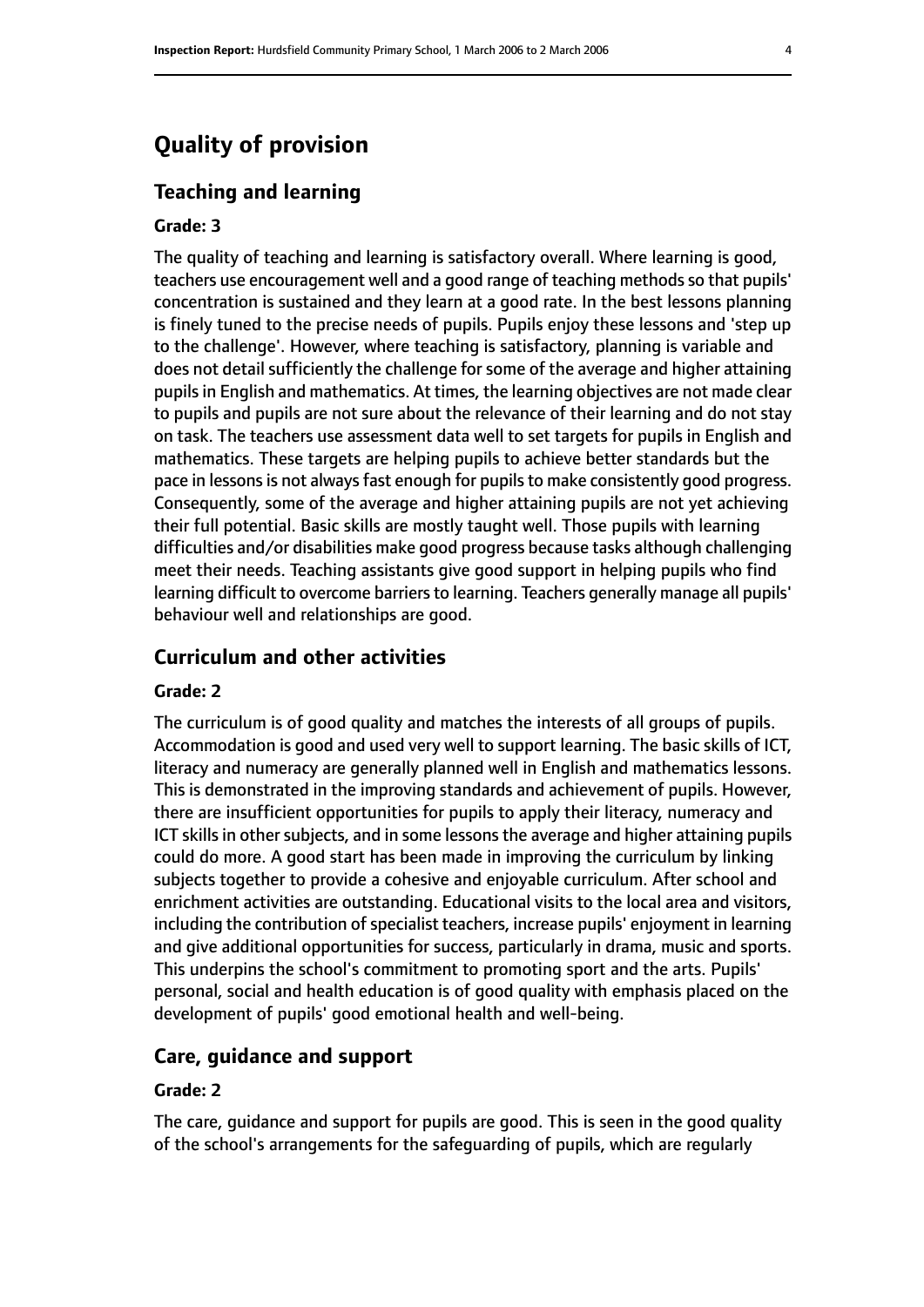# Quality of provision

## Teaching and learning

### Grade: 3

The quality of teaching and learning is satisfactory overall. Where learning is good, teachers use encouragement well and a good range of teaching methods so that pupils' concentration is sustained and they learn at a good rate. In the best lessons planning is finely tuned to the precise needs of pupils. Pupils enjoy these lessons and 'step up to the challenge'. However, where teaching is satisfactory, planning is variable and does not detail sufficiently the challenge for some of the average and higher attaining pupils in English and mathematics. At times, the learning objectives are not made clear to pupils and pupils are not sure about the relevance of their learning and do not stay on task. The teachers use assessment data well to set targets for pupils in English and mathematics. These targets are helping pupils to achieve better standards but the pace in lessons is not always fast enough for pupils to make consistently good progress. Consequently, some of the average and higher attaining pupils are not yet achieving their full potential. Basic skills are mostly taught well. Those pupils with learning difficulties and/or disabilities make good progress because tasks although challenging meet their needs. Teaching assistants give good support in helping pupils who find learning difficult to overcome barriers to learning. Teachers generally manage all pupils' behaviour well and relationships are good.

## Curriculum and other activities

### Grade: 2

The curriculum is of good quality and matches the interests of all groups of pupils. Accommodation is good and used very well to support learning. The basic skills of ICT, literacy and numeracy are generally planned well in English and mathematics lessons. This is demonstrated in the improving standards and achievement of pupils. However, there are insufficient opportunities for pupils to apply their literacy, numeracy and ICT skills in other subjects, and in some lessons the average and higher attaining pupils could do more. A good start has been made in improving the curriculum by linking subjects together to provide a cohesive and enjoyable curriculum. After school and enrichment activities are outstanding. Educational visits to the local area and visitors, including the contribution of specialist teachers, increase pupils' enjoyment in learning and give additional opportunities for success, particularly in drama, music and sports. This underpins the school's commitment to promoting sport and the arts. Pupils' personal, social and health education is of good quality with emphasis placed on the development of pupils' good emotional health and well-being.

## Care, guidance and support

### Grade: 2

The care, guidance and support for pupils are good. This is seen in the good quality of the school's arrangements for the safeguarding of pupils, which are regularly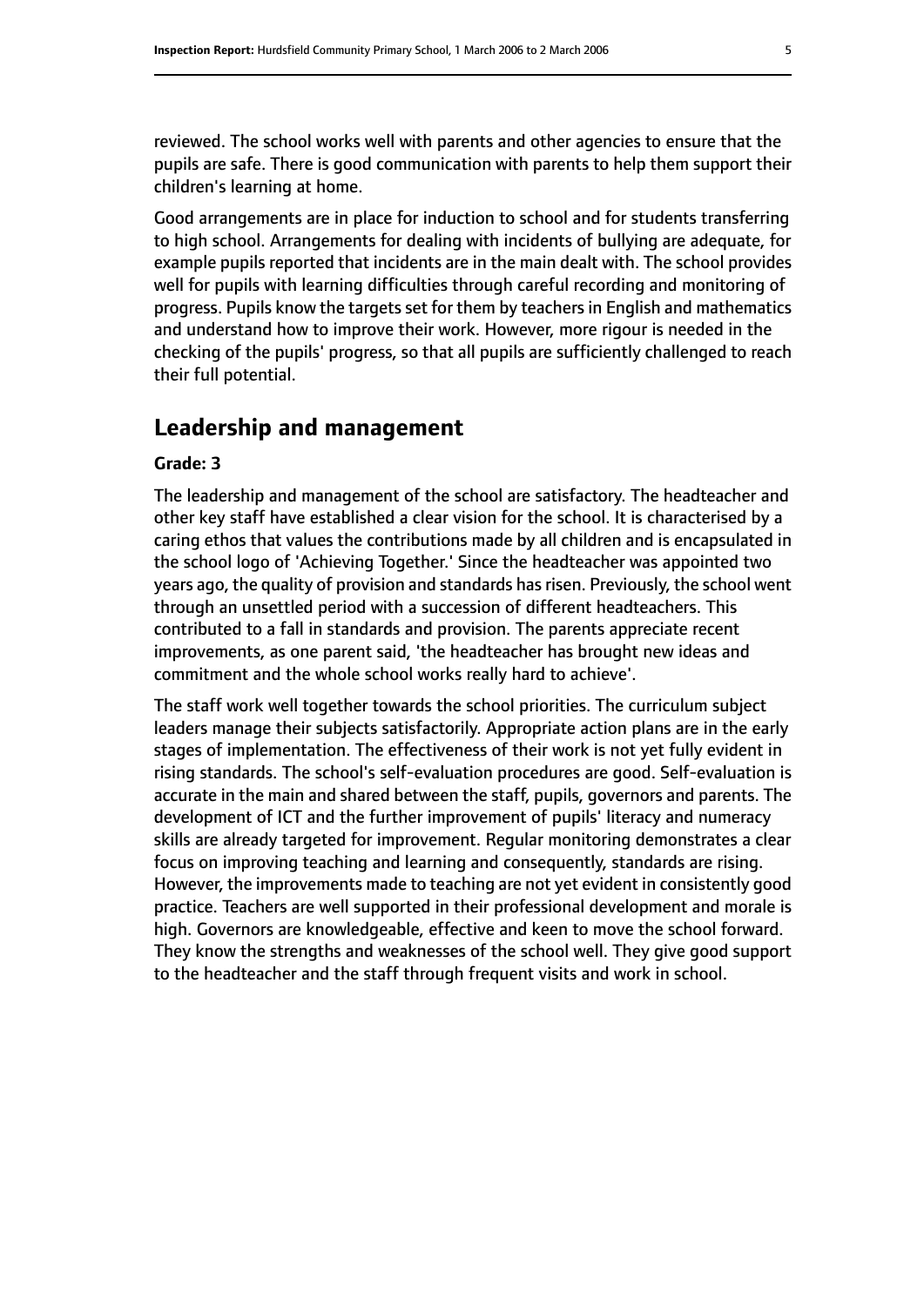reviewed. The school works well with parents and other agencies to ensure that the pupils are safe. There is good communication with parents to help them support their children's learning at home.

Good arrangements are in place for induction to school and for students transferring to high school. Arrangements for dealing with incidents of bullying are adequate, for example pupils reported that incidents are in the main dealt with. The school provides well for pupils with learning difficulties through careful recording and monitoring of progress. Pupils know the targets set for them by teachers in English and mathematics and understand how to improve their work. However, more rigour is needed in the checking of the pupils' progress, so that all pupils are sufficiently challenged to reach their full potential.

## Leadership and management

**Grade: 3**

The leadership and management of the school are satisfactory. The headteacher and other key staff have established a clear vision for the school. It is characterised by a caring ethos that values the contributions made by all children and is encapsulated in the school logo of 'Achieving Together.' Since the headteacher was appointed two years ago, the quality of provision and standards has risen. Previously, the school went through an unsettled period with a succession of different headteachers. This contributed to a fall in standards and provision. The parents appreciate recent improvements, as one parent said, 'the headteacher has brought new ideas and commitment and the whole school works really hard to achieve'.

The staff work well together towards the school priorities. The curriculum subject leaders manage their subjects satisfactorily. Appropriate action plans are in the early stages of implementation. The effectiveness of their work is not yet fully evident in rising standards. The school's self-evaluation procedures are good. Self-evaluation is accurate in the main and shared between the staff, pupils, governors and parents. The development of ICT and the further improvement of pupils' literacy and numeracy skills are already targeted for improvement. Regular monitoring demonstrates a clear focus on improving teaching and learning and consequently, standards are rising. However, the improvements made to teaching are not yet evident in consistently good practice. Teachers are well supported in their professional development and morale is high. Governors are knowledgeable, effective and keen to move the school forward. They know the strengths and weaknesses of the school well. They give good support to the headteacher and the staff through frequent visits and work in school.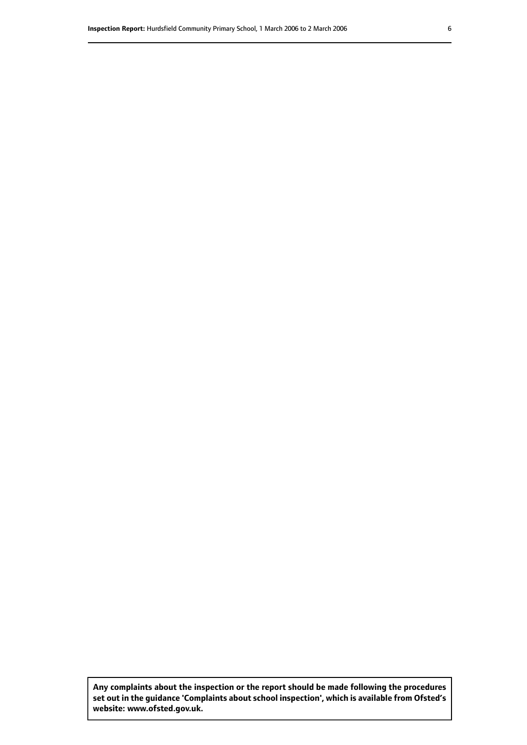**Any complaints about the inspection or the report should be made following the procedures set out in the guidance 'Complaints about school inspection', which is available from Ofsted's website: www.ofsted.gov.uk.**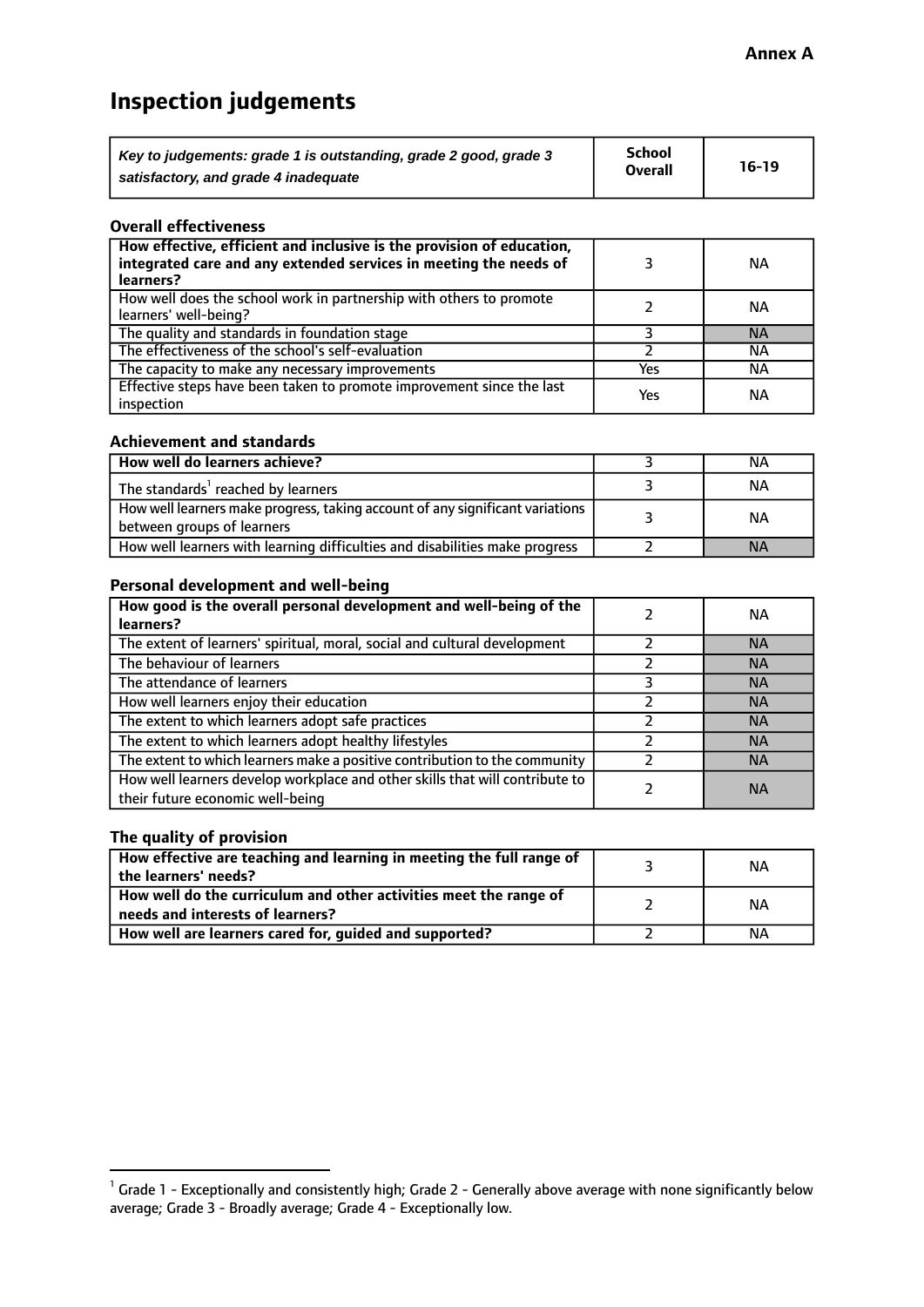**Annex A**

# Inspection judgements

| *Key to judgements: grade 1 is outstanding, grade 2 good, grade 3 satisfactory, and grade 4 inadequate* | School Overall | 16-19 |
|---|---|---|

### Overall effectiveness

| | | |
|---|---|---|
| **How effective, efficient and inclusive is the provision of education, integrated care and any extended services in meeting the needs of learners?** | 3 | NA |
| How well does the school work in partnership with others to promote learners' well-being? | 2 | NA |
| The quality and standards in foundation stage | 3 | NA |
| The effectiveness of the school's self-evaluation | 2 | NA |
| The capacity to make any necessary improvements | Yes | NA |
| Effective steps have been taken to promote improvement since the last inspection | Yes | NA |

### Achievement and standards

| | | |
|---|---|---|
| **How well do learners achieve?** | 3 | NA |
| The standards[1] reached by learners | 3 | NA |
| How well learners make progress, taking account of any significant variations between groups of learners | 3 | NA |
| How well learners with learning difficulties and disabilities make progress | 2 | NA |

### Personal development and well-being

| | | |
|---|---|---|
| **How good is the overall personal development and well-being of the learners?** | 2 | NA |
| The extent of learners' spiritual, moral, social and cultural development | 2 | NA |
| The behaviour of learners | 2 | NA |
| The attendance of learners | 3 | NA |
| How well learners enjoy their education | 2 | NA |
| The extent to which learners adopt safe practices | 2 | NA |
| The extent to which learners adopt healthy lifestyles | 2 | NA |
| The extent to which learners make a positive contribution to the community | 2 | NA |
| How well learners develop workplace and other skills that will contribute to their future economic well-being | 2 | NA |

### The quality of provision

| | | |
|---|---|---|
| **How effective are teaching and learning in meeting the full range of the learners' needs?** | 3 | NA |
| **How well do the curriculum and other activities meet the range of needs and interests of learners?** | 2 | NA |
| **How well are learners cared for, guided and supported?** | 2 | NA |

[1] Grade 1 - Exceptionally and consistently high; Grade 2 - Generally above average with none significantly below average; Grade 3 - Broadly average; Grade 4 - Exceptionally low.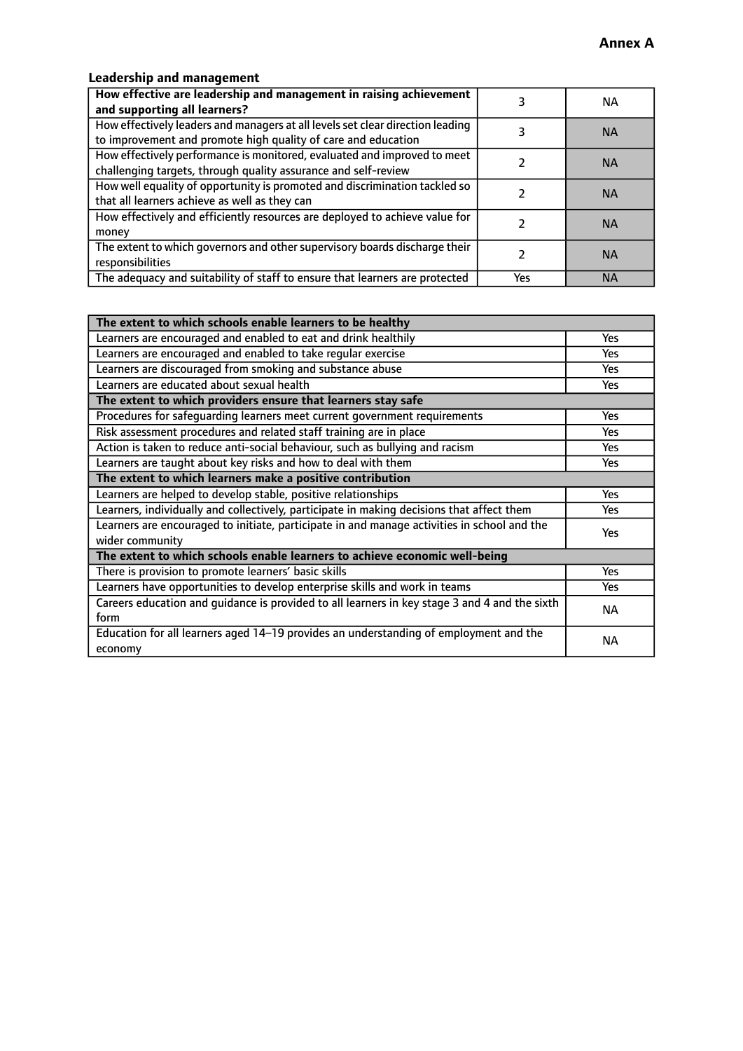**Annex A**

### Leadership and management

| **How effective are leadership and management in raising achievement and supporting all learners?** | 3 | NA |
|---|---|---|
| How effectively leaders and managers at all levels set clear direction leading to improvement and promote high quality of care and education | 3 | NA |
| How effectively performance is monitored, evaluated and improved to meet challenging targets, through quality assurance and self-review | 2 | NA |
| How well equality of opportunity is promoted and discrimination tackled so that all learners achieve as well as they can | 2 | NA |
| How effectively and efficiently resources are deployed to achieve value for money | 2 | NA |
| The extent to which governors and other supervisory boards discharge their responsibilities | 2 | NA |
| The adequacy and suitability of staff to ensure that learners are protected | Yes | NA |

| **The extent to which schools enable learners to be healthy** | |
|---|---|
| Learners are encouraged and enabled to eat and drink healthily | Yes |
| Learners are encouraged and enabled to take regular exercise | Yes |
| Learners are discouraged from smoking and substance abuse | Yes |
| Learners are educated about sexual health | Yes |
| **The extent to which providers ensure that learners stay safe** | |
| Procedures for safeguarding learners meet current government requirements | Yes |
| Risk assessment procedures and related staff training are in place | Yes |
| Action is taken to reduce anti-social behaviour, such as bullying and racism | Yes |
| Learners are taught about key risks and how to deal with them | Yes |
| **The extent to which learners make a positive contribution** | |
| Learners are helped to develop stable, positive relationships | Yes |
| Learners, individually and collectively, participate in making decisions that affect them | Yes |
| Learners are encouraged to initiate, participate in and manage activities in school and the wider community | Yes |
| **The extent to which schools enable learners to achieve economic well-being** | |
| There is provision to promote learners' basic skills | Yes |
| Learners have opportunities to develop enterprise skills and work in teams | Yes |
| Careers education and guidance is provided to all learners in key stage 3 and 4 and the sixth form | NA |
| Education for all learners aged 14–19 provides an understanding of employment and the economy | NA |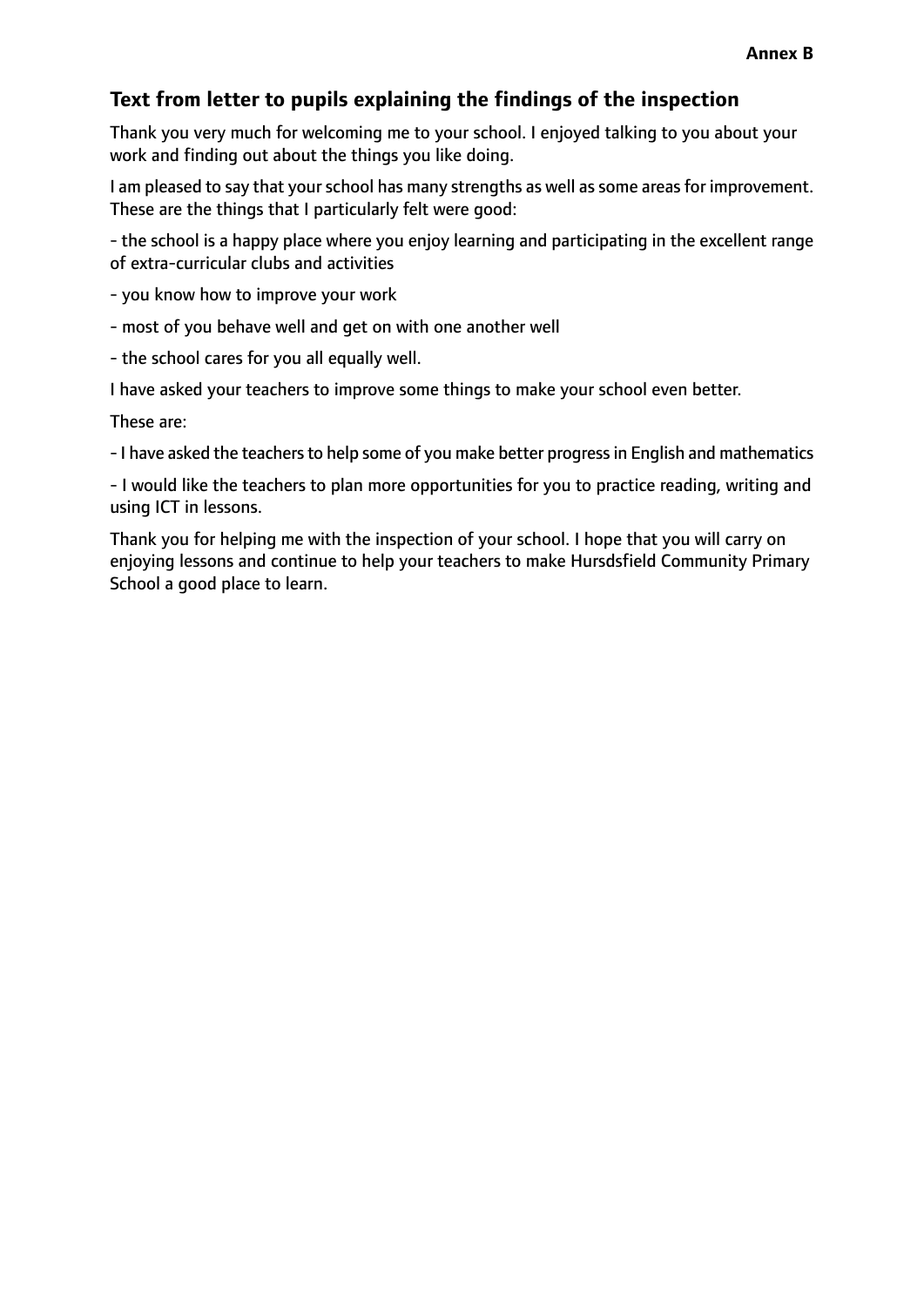**Annex B**

## Text from letter to pupils explaining the findings of the inspection

Thank you very much for welcoming me to your school. I enjoyed talking to you about your work and finding out about the things you like doing.

I am pleased to say that your school has many strengths as well as some areas for improvement. These are the things that I particularly felt were good:

- the school is a happy place where you enjoy learning and participating in the excellent range of extra-curricular clubs and activities
- you know how to improve your work
- most of you behave well and get on with one another well
- the school cares for you all equally well.

I have asked your teachers to improve some things to make your school even better.

These are:

- I have asked the teachers to help some of you make better progress in English and mathematics
- I would like the teachers to plan more opportunities for you to practice reading, writing and using ICT in lessons.

Thank you for helping me with the inspection of your school. I hope that you will carry on enjoying lessons and continue to help your teachers to make Hursdsfield Community Primary School a good place to learn.